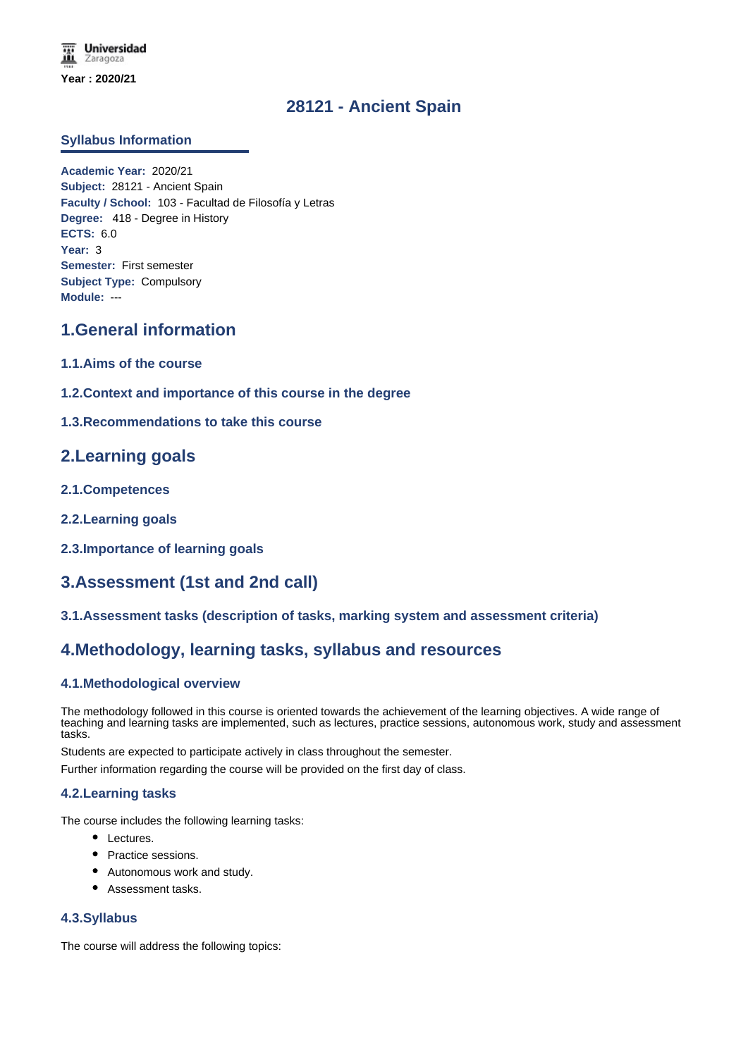Universidad Zaragoza

**Year : 2020/21**

# 28121 - Ancient Spain

## Syllabus Information

**Academic Year:** 2020/21
**Subject:** 28121 - Ancient Spain
**Faculty / School:** 103 - Facultad de Filosofía y Letras
**Degree:** 418 - Degree in History
**ECTS:** 6.0
**Year:** 3
**Semester:** First semester
**Subject Type:** Compulsory
**Module:** ---

## 1.General information

### 1.1.Aims of the course

### 1.2.Context and importance of this course in the degree

### 1.3.Recommendations to take this course

## 2.Learning goals

### 2.1.Competences

### 2.2.Learning goals

### 2.3.Importance of learning goals

## 3.Assessment (1st and 2nd call)

### 3.1.Assessment tasks (description of tasks, marking system and assessment criteria)

## 4.Methodology, learning tasks, syllabus and resources

### 4.1.Methodological overview

The methodology followed in this course is oriented towards the achievement of the learning objectives. A wide range of teaching and learning tasks are implemented, such as lectures, practice sessions, autonomous work, study and assessment tasks.

Students are expected to participate actively in class throughout the semester.

Further information regarding the course will be provided on the first day of class.

### 4.2.Learning tasks

The course includes the following learning tasks:

- Lectures.
- Practice sessions.
- Autonomous work and study.
- Assessment tasks.

### 4.3.Syllabus

The course will address the following topics: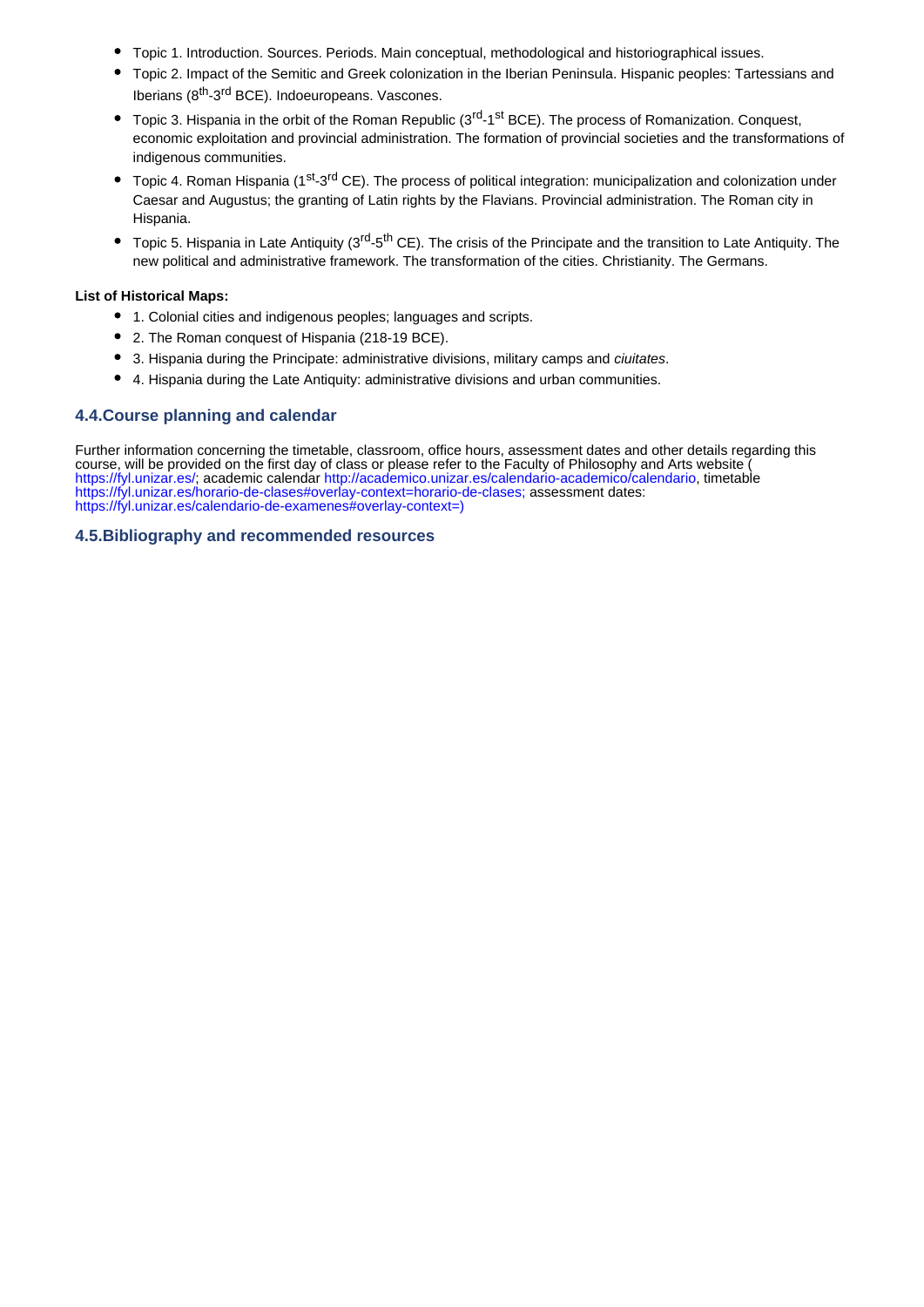- Topic 1. Introduction. Sources. Periods. Main conceptual, methodological and historiographical issues.
- Topic 2. Impact of the Semitic and Greek colonization in the Iberian Peninsula. Hispanic peoples: Tartessians and Iberians ($8^{th}$-$3^{rd}$ BCE). Indoeuropeans. Vascones.
- Topic 3. Hispania in the orbit of the Roman Republic ($3^{rd}$-$1^{st}$ BCE). The process of Romanization. Conquest, economic exploitation and provincial administration. The formation of provincial societies and the transformations of indigenous communities.
- Topic 4. Roman Hispania ($1^{st}$-$3^{rd}$ CE). The process of political integration: municipalization and colonization under Caesar and Augustus; the granting of Latin rights by the Flavians. Provincial administration. The Roman city in Hispania.
- Topic 5. Hispania in Late Antiquity ($3^{rd}$-$5^{th}$ CE). The crisis of the Principate and the transition to Late Antiquity. The new political and administrative framework. The transformation of the cities. Christianity. The Germans.

**List of Historical Maps:**

- 1. Colonial cities and indigenous peoples; languages and scripts.
- 2. The Roman conquest of Hispania (218-19 BCE).
- 3. Hispania during the Principate: administrative divisions, military camps and *ciuitates*.
- 4. Hispania during the Late Antiquity: administrative divisions and urban communities.

## 4.4.Course planning and calendar

Further information concerning the timetable, classroom, office hours, assessment dates and other details regarding this course, will be provided on the first day of class or please refer to the Faculty of Philosophy and Arts website ( https://fyl.unizar.es/; academic calendar http://academico.unizar.es/calendario-academico/calendario, timetable https://fyl.unizar.es/horario-de-clases#overlay-context=horario-de-clases; assessment dates: https://fyl.unizar.es/calendario-de-examenes#overlay-context=)

## 4.5.Bibliography and recommended resources